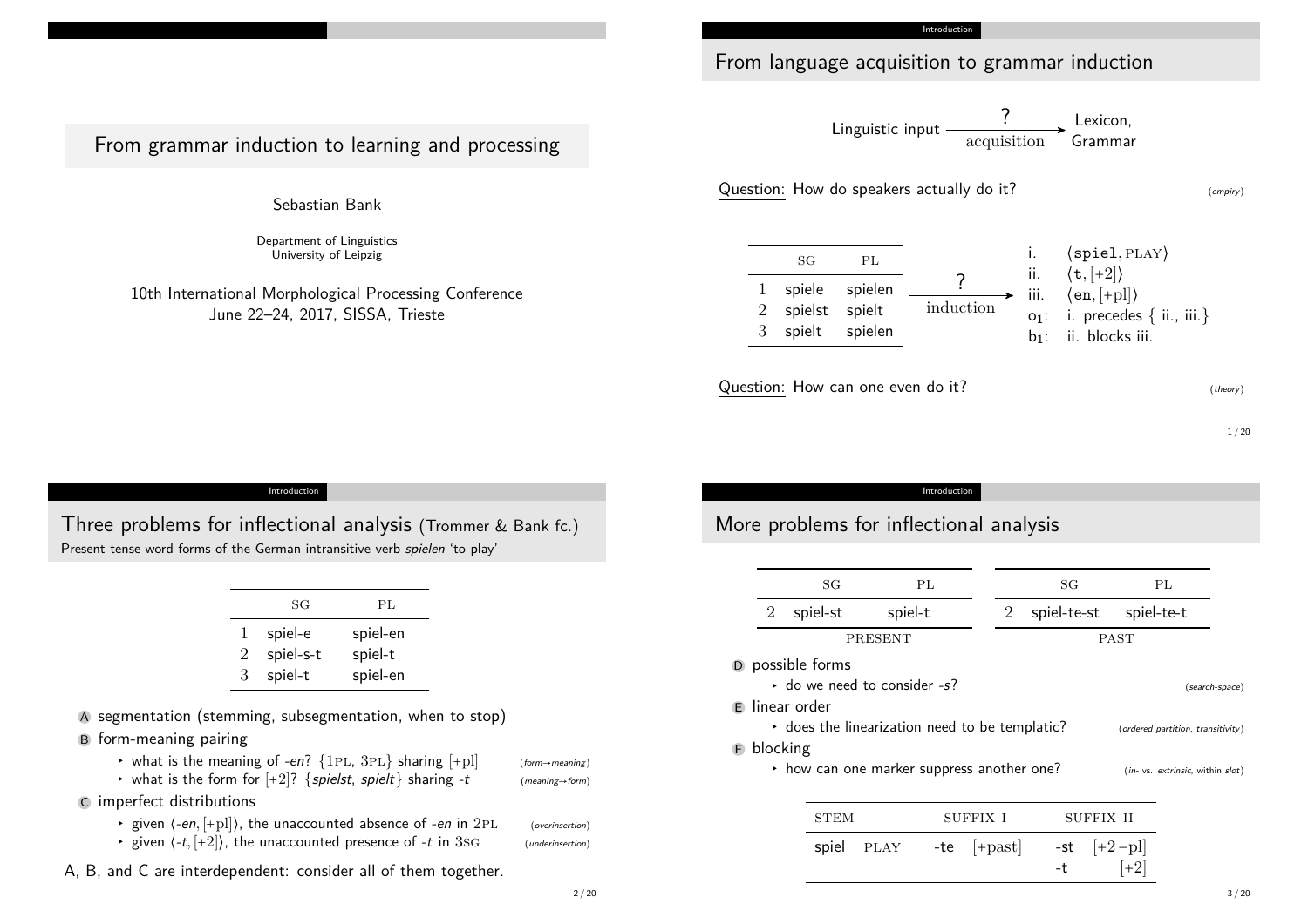# From grammar induction to learning and processing

Sebastian Bank

Department of Linguistics
University of Leipzig

10th International Morphological Processing Conference
June 22–24, 2017, SISSA, Trieste

## From language acquisition to grammar induction

Linguistic input $\xrightarrow[\text{acquisition}]{?}$ Lexicon, Grammar

Question: How do speakers actually do it? *(empiry)*

| | SG | PL |
|---|---|---|
| 1 | spiele | spielen |
| 2 | spielst | spielt |
| 3 | spielt | spielen |

$\xrightarrow[\text{induction}]{?}$

- i. ⟨spiel, PLAY⟩
- ii. ⟨t, [+2]⟩
- iii. ⟨en, [+pl]⟩
- $o_1$: i. precedes { ii., iii.}
- $b_1$: ii. blocks iii.

Question: How can one even do it? *(theory)*

## Three problems for inflectional analysis (Trommer & Bank fc.)

Present tense word forms of the German intransitive verb *spielen* 'to play'

| | SG | PL |
|---|---|---|
| 1 | spiel-e | spiel-en |
| 2 | spiel-s-t | spiel-t |
| 3 | spiel-t | spiel-en |

- A segmentation (stemming, subsegmentation, when to stop)
- B form-meaning pairing
  - what is the meaning of *-en*? {1PL, 3PL} sharing [+pl] *(form→meaning)*
  - what is the form for [+2]? {*spielst*, *spielt*} sharing *-t* *(meaning→form)*
- C imperfect distributions
  - given ⟨*-en*, [+pl]⟩, the unaccounted absence of *-en* in 2PL *(overinsertion)*
  - given ⟨*-t*, [+2]⟩, the unaccounted presence of *-t* in 3SG *(underinsertion)*

A, B, and C are interdependent: consider all of them together.

## More problems for inflectional analysis

| | SG | PL |
|---|---|---|
| 2 | spiel-st | spiel-t |
| | PRESENT | |

| | SG | PL |
|---|---|---|
| 2 | spiel-te-st | spiel-te-t |
| | PAST | |

- D possible forms
  - do we need to consider *-s*? *(search-space)*
- E linear order
  - does the linearization need to be templatic? *(ordered partition, transitivity)*
- F blocking
  - how can one marker suppress another one? *(in- vs. extrinsic, within slot)*

| STEM | | SUFFIX I | | SUFFIX II | |
|---|---|---|---|---|---|
| spiel | PLAY | -te | [+past] | -st | [+2 −pl] |
| | | | | -t | [+2] |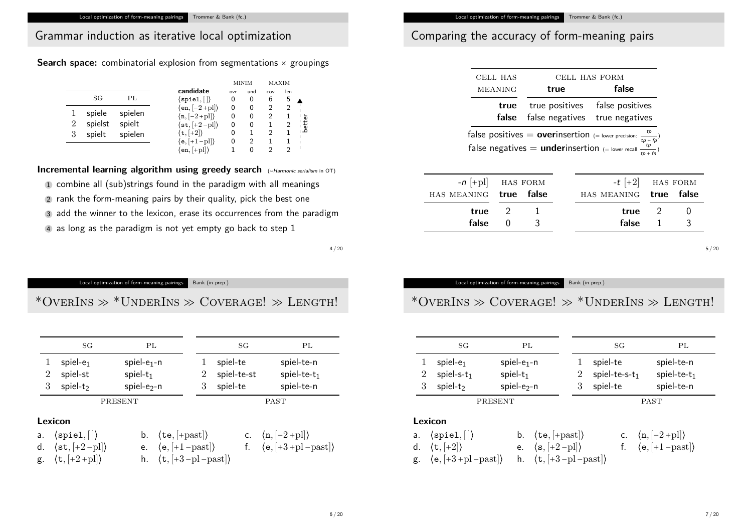## Grammar induction as iterative local optimization

**Search space:** combinatorial explosion from segmentations × groupings

| | SG | PL |
|---|---|---|
| 1 | spiele | spielen |
| 2 | spielst | spielt |
| 3 | spielt | spielen |

| candidate | MINIM ovr | MINIM und | MAXIM cov | MAXIM len |
|---|---|---|---|---|
| ⟨spiel, [ ]⟩ | 0 | 0 | 6 | 5 |
| ⟨en, [−2 +pl]⟩ | 0 | 0 | 2 | 2 |
| ⟨n, [−2 +pl]⟩ | 0 | 0 | 2 | 1 |
| ⟨st, [+2 −pl]⟩ | 0 | 0 | 1 | 2 |
| ⟨t, [+2]⟩ | 0 | 1 | 2 | 1 |
| ⟨e, [+1 −pl]⟩ | 0 | 2 | 1 | 1 |
| ⟨en, [+pl]⟩ | 1 | 0 | 2 | 2 |

(↑ better)

**Incremental learning algorithm using greedy search** (~*Harmonic serialism* in OT)

1. combine all (sub)strings found in the paradigm with all meanings
2. rank the form-meaning pairs by their quality, pick the best one
3. add the winner to the lexicon, erase its occurrences from the paradigm
4. as long as the paradigm is not yet empty go back to step 1

## Comparing the accuracy of form-meaning pairs

| CELL HAS MEANING | CELL HAS FORM: **true** | CELL HAS FORM: **false** |
|---|---|---|
| **true** | true positives | false positives |
| **false** | false negatives | true negatives |

false positives = **over**insertion (= lower precision: $\frac{tp}{tp + fp}$)
false negatives = **under**insertion (= lower recall $\frac{tp}{tp + fn}$)

| *-n* [+pl] HAS MEANING | HAS FORM **true** | HAS FORM **false** |
|---|---|---|
| **true** | 2 | 1 |
| **false** | 0 | 3 |

| *-t* [+2] HAS MEANING | HAS FORM **true** | HAS FORM **false** |
|---|---|---|
| **true** | 2 | 0 |
| **false** | 1 | 3 |

## *OVERINS ≫ *UNDERINS ≫ COVERAGE! ≫ LENGTH!

PRESENT

| | SG | PL |
|---|---|---|
| 1 | spiel-$e_1$ | spiel-$e_1$-n |
| 2 | spiel-st | spiel-$t_1$ |
| 3 | spiel-$t_2$ | spiel-$e_2$-n |

PAST

| | SG | PL |
|---|---|---|
| 1 | spiel-te | spiel-te-n |
| 2 | spiel-te-st | spiel-te-$t_1$ |
| 3 | spiel-te | spiel-te-n |

**Lexicon**

a. ⟨spiel, [ ]⟩
b. ⟨te, [+past]⟩
c. ⟨n, [−2 +pl]⟩
d. ⟨st, [+2 −pl]⟩
e. ⟨e, [+1 −past]⟩
f. ⟨e, [+3 +pl −past]⟩
g. ⟨t, [+2 +pl]⟩
h. ⟨t, [+3 −pl −past]⟩

## *OVERINS ≫ COVERAGE! ≫ *UNDERINS ≫ LENGTH!

PRESENT

| | SG | PL |
|---|---|---|
| 1 | spiel-$e_1$ | spiel-$e_1$-n |
| 2 | spiel-s-$t_1$ | spiel-$t_1$ |
| 3 | spiel-$t_2$ | spiel-$e_2$-n |

PAST

| | SG | PL |
|---|---|---|
| 1 | spiel-te | spiel-te-n |
| 2 | spiel-te-s-$t_1$ | spiel-te-$t_1$ |
| 3 | spiel-te | spiel-te-n |

**Lexicon**

a. ⟨spiel, [ ]⟩
b. ⟨te, [+past]⟩
c. ⟨n, [−2 +pl]⟩
d. ⟨t, [+2]⟩
e. ⟨s, [+2 −pl]⟩
f. ⟨e, [+1 −past]⟩
g. ⟨e, [+3 +pl −past]⟩
h. ⟨t, [+3 −pl −past]⟩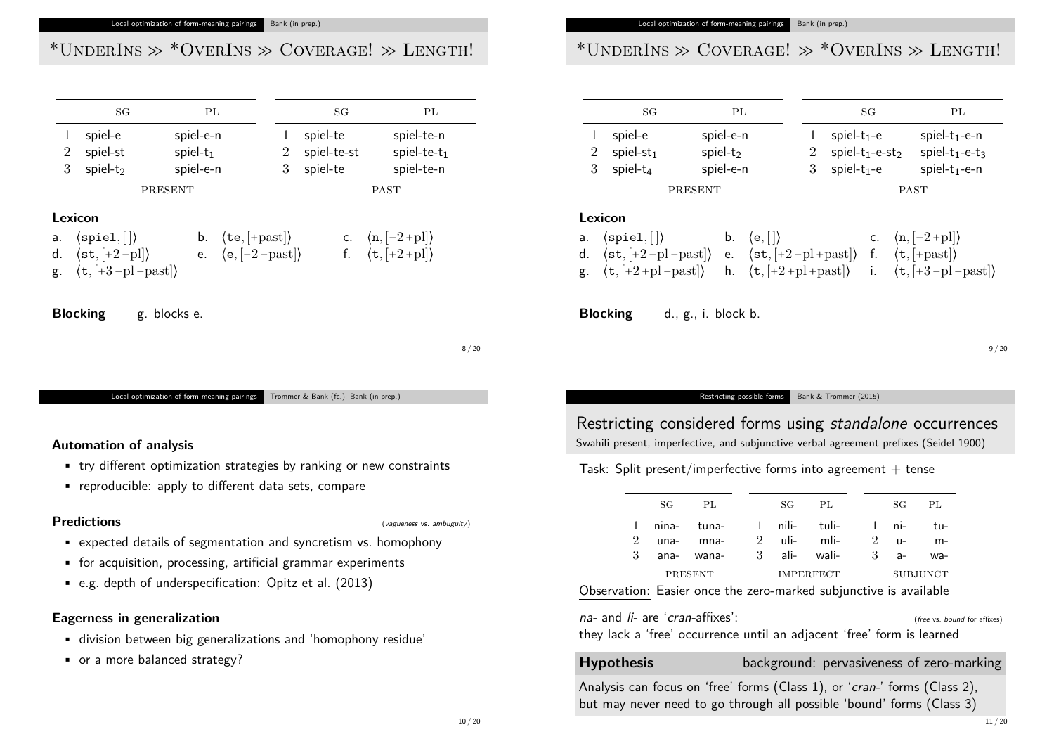## $*\text{UnderIns} \gg *\text{OverIns} \gg \text{Coverage!} \gg \text{Length!}$

| | SG | PL | | SG | PL |
|---|---|---|---|---|---|
| 1 | spiel-e | spiel-e-n | 1 | spiel-te | spiel-te-n |
| 2 | spiel-st | spiel-$t_1$ | 2 | spiel-te-st | spiel-te-$t_1$ |
| 3 | spiel-$t_2$ | spiel-e-n | 3 | spiel-te | spiel-te-n |
| | PRESENT | | | PAST | |

**Lexicon**

a. $\langle \texttt{spiel}, [\,] \rangle$ b. $\langle \texttt{te}, [+\text{past}] \rangle$ c. $\langle \texttt{n}, [-2\,+\text{pl}] \rangle$
d. $\langle \texttt{st}, [+2\,-\text{pl}] \rangle$ e. $\langle \texttt{e}, [-2\,-\text{past}] \rangle$ f. $\langle \texttt{t}, [+2\,+\text{pl}] \rangle$
g. $\langle \texttt{t}, [+3\,-\text{pl}\,-\text{past}] \rangle$

**Blocking** g. blocks e.

## $*\text{UnderIns} \gg \text{Coverage!} \gg *\text{OverIns} \gg \text{Length!}$

| | SG | PL | | SG | PL |
|---|---|---|---|---|---|
| 1 | spiel-e | spiel-e-n | 1 | spiel-$t_1$-e | spiel-$t_1$-e-n |
| 2 | spiel-$st_1$ | spiel-$t_2$ | 2 | spiel-$t_1$-e-$st_2$ | spiel-$t_1$-e-$t_3$ |
| 3 | spiel-$t_4$ | spiel-e-n | 3 | spiel-$t_1$-e | spiel-$t_1$-e-n |
| | PRESENT | | | PAST | |

**Lexicon**

a. $\langle \texttt{spiel}, [\,] \rangle$ b. $\langle \texttt{e}, [\,] \rangle$ c. $\langle \texttt{n}, [-2\,+\text{pl}] \rangle$
d. $\langle \texttt{st}, [+2\,-\text{pl}\,-\text{past}] \rangle$ e. $\langle \texttt{st}, [+2\,-\text{pl}\,+\text{past}] \rangle$ f. $\langle \texttt{t}, [+\text{past}] \rangle$
g. $\langle \texttt{t}, [+2\,+\text{pl}\,-\text{past}] \rangle$ h. $\langle \texttt{t}, [+2\,+\text{pl}\,+\text{past}] \rangle$ i. $\langle \texttt{t}, [+3\,-\text{pl}\,-\text{past}] \rangle$

**Blocking** d., g., i. block b.

### Automation of analysis

- try different optimization strategies by ranking or new constraints
- reproducible: apply to different data sets, compare

### Predictions

*(vagueness vs. ambuguity)*

- expected details of segmentation and syncretism vs. homophony
- for acquisition, processing, artificial grammar experiments
- e.g. depth of underspecification: Opitz et al. (2013)

### Eagerness in generalization

- division between big generalizations and 'homophony residue'
- or a more balanced strategy?

## Restricting considered forms using *standalone* occurrences

Swahili present, imperfective, and subjunctive verbal agreement prefixes (Seidel 1900)

Task: Split present/imperfective forms into agreement + tense

| | SG | PL | | SG | PL | | SG | PL |
|---|---|---|---|---|---|---|---|---|
| 1 | nina- | tuna- | 1 | nili- | tuli- | 1 | ni- | tu- |
| 2 | una- | mna- | 2 | uli- | mli- | 2 | u- | m- |
| 3 | ana- | wana- | 3 | ali- | wali- | 3 | a- | wa- |
| | PRESENT | | | IMPERFECT | | | SUBJUNCT | |

Observation: Easier once the zero-marked subjunctive is available

*na-* and *li-* are '*cran*-affixes': *(free vs. bound for affixes)*
they lack a 'free' occurrence until an adjacent 'free' form is learned

**Hypothesis** background: pervasiveness of zero-marking

Analysis can focus on 'free' forms (Class 1), or '*cran*-' forms (Class 2), but may never need to go through all possible 'bound' forms (Class 3)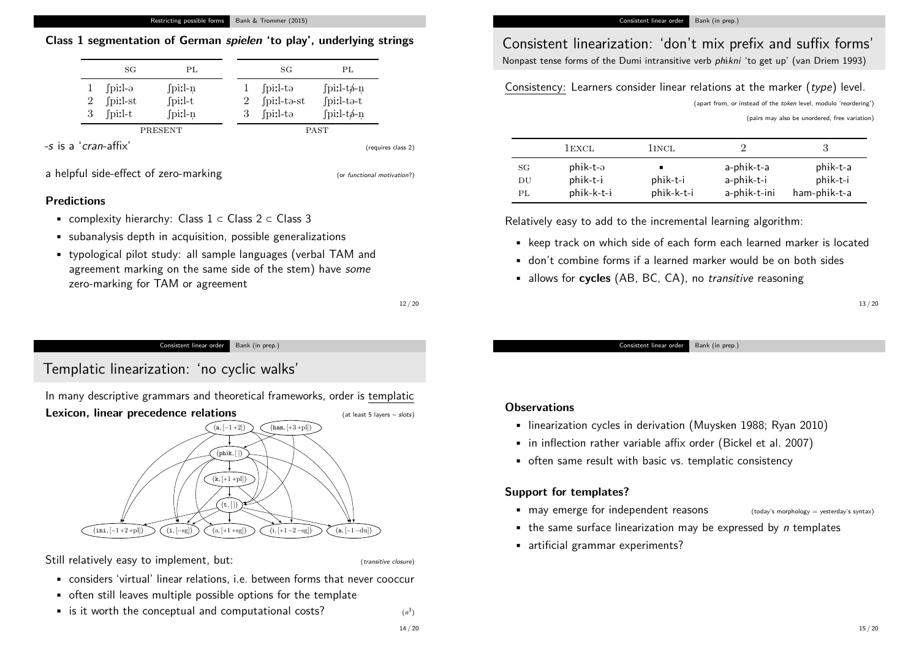### Class 1 segmentation of German *spielen* 'to play', underlying strings

| | SG | PL |
|---|---|---|
| 1 | ʃpiːl-ə | ʃpiːl-n̩ |
| 2 | ʃpiːl-st | ʃpiːl-t |
| 3 | ʃpiːl-t | ʃpiːl-n̩ |
| | PRESENT | |

| | SG | PL |
|---|---|---|
| 1 | ʃpiːl-tə | ʃpiːl-tə̸-n̩ |
| 2 | ʃpiːl-tə-st | ʃpiːl-tə-t |
| 3 | ʃpiːl-tə | ʃpiːl-tə̸-n̩ |
| | PAST | |

*-s* is a '*cran*-affix' (requires class 2)

a helpful side-effect of zero-marking (or *functional motivation*?)

#### Predictions

- complexity hierarchy: Class 1 ⊂ Class 2 ⊂ Class 3
- subanalysis depth in acquisition, possible generalizations
- typological pilot study: all sample languages (verbal TAM and agreement marking on the same side of the stem) have *some* zero-marking for TAM or agreement

## Consistent linearization: 'don't mix prefix and suffix forms'

Nonpast tense forms of the Dumi intransitive verb *phɨkni* 'to get up' (van Driem 1993)

Consistency: Learners consider linear relations at the marker (*type*) level.

(apart from, or instead of the *token* level, modulo 'reordering')

(pairs may also be unordered, free variation)

| | 1EXCL | 1INCL | 2 | 3 |
|---|---|---|---|---|
| SG | phik-t-ə | ▪ | a-phik-t-a | phik-t-a |
| DU | phik-t-ɨ | phik-t-i | a-phik-t-i | phik-t-i |
| PL | phik-k-t-ɨ | phik-k-t-i | a-phik-t-ini | ham-phik-t-a |

Relatively easy to add to the incremental learning algorithm:

- keep track on which side of each form each learned marker is located
- don't combine forms if a learned marker would be on both sides
- allows for **cycles** (AB, BC, CA), no *transitive* reasoning

## Templatic linearization: 'no cyclic walks'

In many descriptive grammars and theoretical frameworks, order is templatic

**Lexicon, linear precedence relations** (at least 5 layers ~ *slots*)

⟨a, [−1 +2]⟩, ⟨ham, [+3 +pl]⟩, ⟨phik, []⟩, ⟨k, [+1 +pl]⟩, ⟨t, []⟩, ⟨ini, [−1 +2 +pl]⟩, ⟨i, [−sg]⟩, ⟨ə, [+1 +sg]⟩, ⟨ɨ, [+1 −2 −sg]⟩, ⟨a, [−1 −du]⟩

Still relatively easy to implement, but: (*transitive closure*)

- considers 'virtual' linear relations, i.e. between forms that never cooccur
- often still leaves multiple possible options for the template
- is it worth the conceptual and computational costs? ($n^3$)

#### Observations

- linearization cycles in derivation (Muysken 1988; Ryan 2010)
- in inflection rather variable affix order (Bickel et al. 2007)
- often same result with basic vs. templatic consistency

#### Support for templates?

- may emerge for independent reasons (today's morphology = yesterday's syntax)
- the same surface linearization may be expressed by *n* templates
- artificial grammar experiments?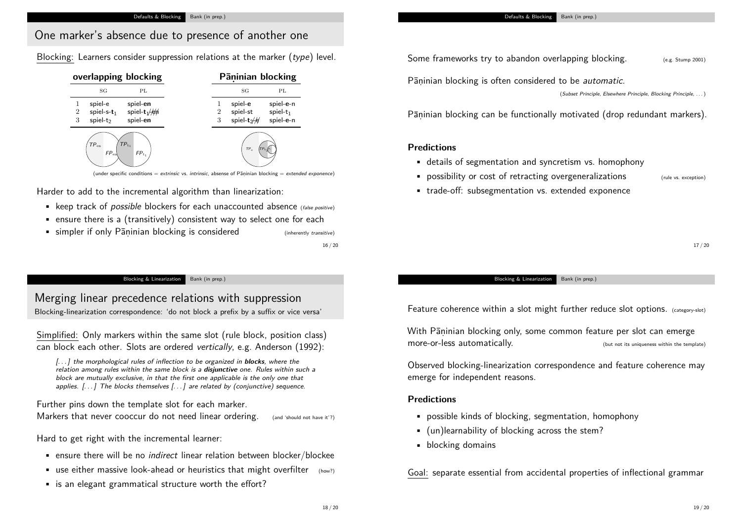## One marker's absence due to presence of another one

Blocking: Learners consider suppression relations at the marker (*type*) level.

**overlapping blocking**

| | SG | PL |
|---|---|---|
| 1 | spiel-e | spiel-**en** |
| 2 | spiel-s-$\mathbf{t}_1$ | spiel-$\mathbf{t}_1$/~~en~~ |
| 3 | spiel-$\mathbf{t}_2$ | spiel-**en** |

**Pāṇinian blocking**

| | SG | PL |
|---|---|---|
| 1 | spiel-**e** | spiel-**e**-n |
| 2 | spiel-st | spiel-$\mathbf{t}_1$ |
| 3 | spiel-$\mathbf{t}_2$/~~e~~ | spiel-**e**-n |

$TP_{en}$ $FP_{en}$ $TP_{t_1}$ $FP_{t_1}$ $TP_e$ $TP_{t_2}$

(under specific conditions = *extrinsic* vs. *intrinsic*, absense of Pāṇinian blocking = *extended exponence*)

Harder to add to the incremental algorithm than linearization:

- keep track of *possible* blockers for each unaccounted absence (*false positive*)
- ensure there is a (transitively) consistent way to select one for each
- simpler if only Pāṇinian blocking is considered (inherently *transitive*)

Some frameworks try to abandon overlapping blocking. (e.g. Stump 2001)

Pāṇinian blocking is often considered to be *automatic*.

(*Subset Principle, Elsewhere Principle, Blocking Principle, ...*)

Pāṇinian blocking can be functionally motivated (drop redundant markers).

**Predictions**

- details of segmentation and syncretism vs. homophony
- possibility or cost of retracting overgeneralizations (rule vs. exception)
- trade-off: subsegmentation vs. extended exponence

## Merging linear precedence relations with suppression

Blocking-linearization correspondence: 'do not block a prefix by a suffix or vice versa'

Simplified: Only markers within the same slot (rule block, position class) can block each other. Slots are ordered *vertically*, e.g. Anderson (1992):

> *[...] the morphological rules of inflection to be organized in* ***blocks****, where the relation among rules within the same block is a* ***disjunctive*** *one. Rules within such a block are mutually exclusive, in that the first one applicable is the only one that applies. [...] The blocks themselves [...] are related by (conjunctive) sequence.*

Further pins down the template slot for each marker.
Markers that never cooccur do not need linear ordering. (and 'should not have it'?)

Hard to get right with the incremental learner:

- ensure there will be no *indirect* linear relation between blocker/blockee
- use either massive look-ahead or heuristics that might overfilter (how?)
- is an elegant grammatical structure worth the effort?

Feature coherence within a slot might further reduce slot options. (category-slot)

With Pāṇinian blocking only, some common feature per slot can emerge more-or-less automatically. (but not its uniqueness within the template)

Observed blocking-linearization correspondence and feature coherence may emerge for independent reasons.

**Predictions**

- possible kinds of blocking, segmentation, homophony
- (un)learnability of blocking across the stem?
- blocking domains

Goal: separate essential from accidental properties of inflectional grammar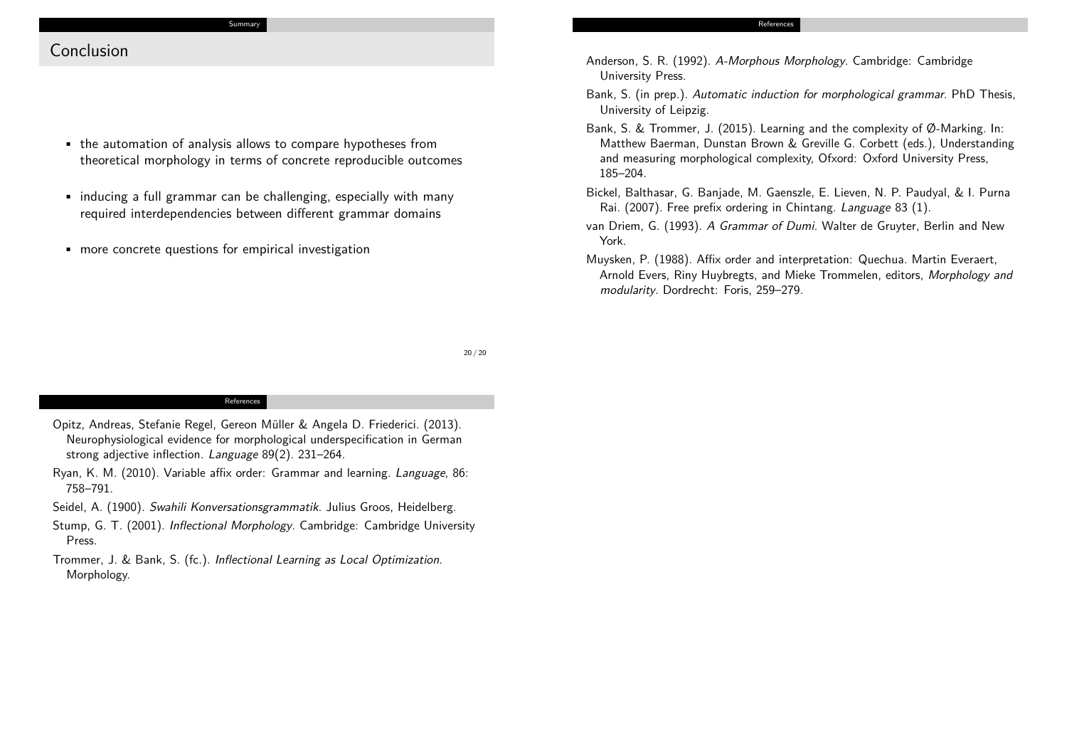## Conclusion

- the automation of analysis allows to compare hypotheses from theoretical morphology in terms of concrete reproducible outcomes
- inducing a full grammar can be challenging, especially with many required interdependencies between different grammar domains
- more concrete questions for empirical investigation

## References

Anderson, S. R. (1992). *A-Morphous Morphology*. Cambridge: Cambridge University Press.

Bank, S. (in prep.). *Automatic induction for morphological grammar*. PhD Thesis, University of Leipzig.

Bank, S. & Trommer, J. (2015). Learning and the complexity of Ø-Marking. In: Matthew Baerman, Dunstan Brown & Greville G. Corbett (eds.), Understanding and measuring morphological complexity, Ofxord: Oxford University Press, 185–204.

Bickel, Balthasar, G. Banjade, M. Gaenszle, E. Lieven, N. P. Paudyal, & I. Purna Rai. (2007). Free prefix ordering in Chintang. *Language* 83 (1).

van Driem, G. (1993). *A Grammar of Dumi*. Walter de Gruyter, Berlin and New York.

Muysken, P. (1988). Affix order and interpretation: Quechua. Martin Everaert, Arnold Evers, Riny Huybregts, and Mieke Trommelen, editors, *Morphology and modularity*. Dordrecht: Foris, 259–279.

Opitz, Andreas, Stefanie Regel, Gereon Müller & Angela D. Friederici. (2013). Neurophysiological evidence for morphological underspecification in German strong adjective inflection. *Language* 89(2). 231–264.

Ryan, K. M. (2010). Variable affix order: Grammar and learning. *Language*, 86: 758–791.

Seidel, A. (1900). *Swahili Konversationsgrammatik*. Julius Groos, Heidelberg.

Stump, G. T. (2001). *Inflectional Morphology*. Cambridge: Cambridge University Press.

Trommer, J. & Bank, S. (fc.). *Inflectional Learning as Local Optimization*. Morphology.